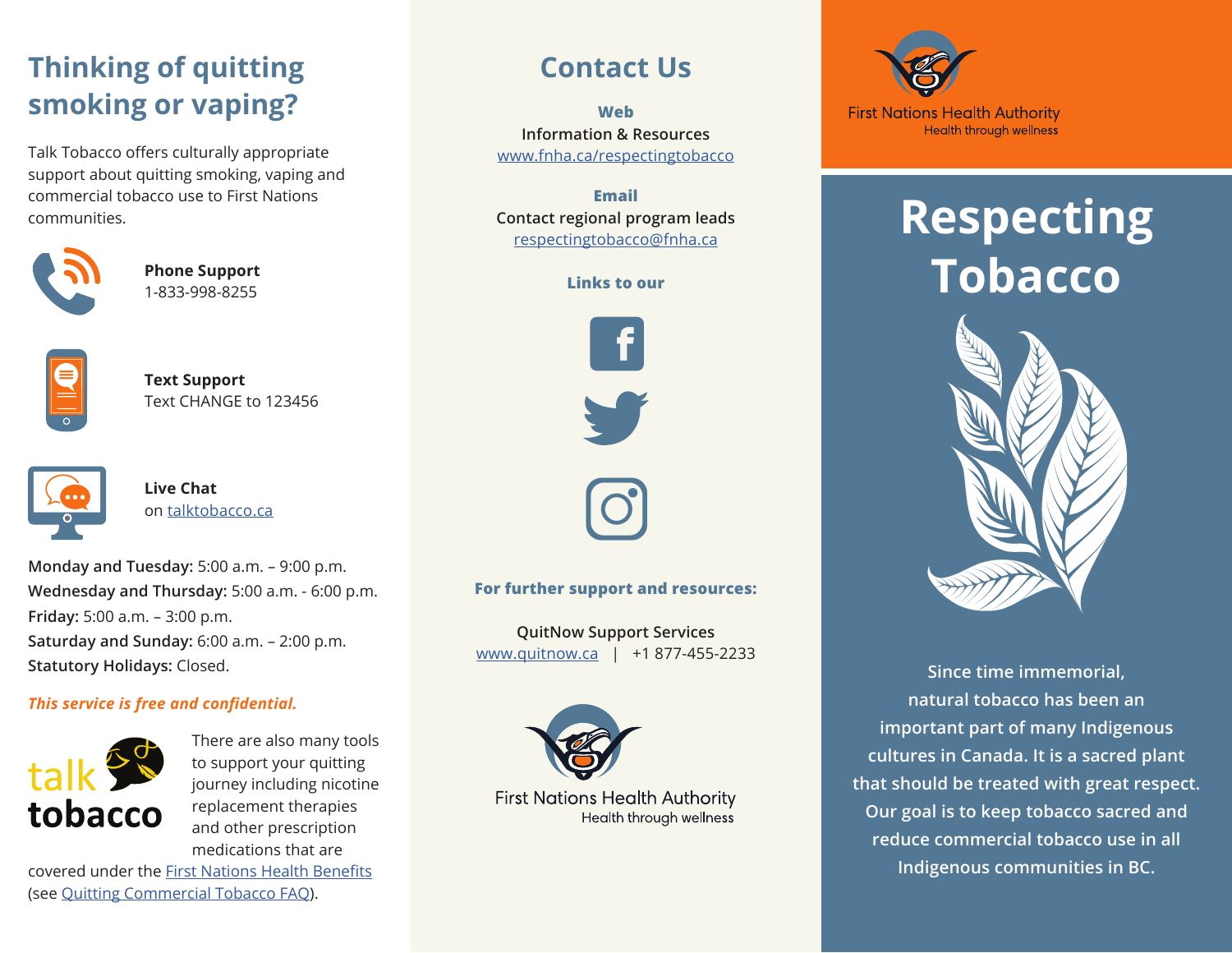## Thinking of quitting smoking or vaping?

Talk Tobacco offers culturally appropriate support about quitting smoking, vaping and commercial tobacco use to First Nations communities.

**Phone Support**
1-833-998-8255

**Text Support**
Text CHANGE to 123456

**Live Chat**
on talktobacco.ca

**Monday and Tuesday:** 5:00 a.m. – 9:00 p.m.
**Wednesday and Thursday:** 5:00 a.m. - 6:00 p.m.
**Friday:** 5:00 a.m. – 3:00 p.m.
**Saturday and Sunday:** 6:00 a.m. – 2:00 p.m.
**Statutory Holidays:** Closed.

***This service is free and confidential.***

talk tobacco

There are also many tools to support your quitting journey including nicotine replacement therapies and other prescription medications that are covered under the First Nations Health Benefits (see Quitting Commercial Tobacco FAQ).

## Contact Us

**Web**
Information & Resources
www.fnha.ca/respectingtobacco

**Email**
Contact regional program leads
respectingtobacco@fnha.ca

**Links to our**

**For further support and resources:**

QuitNow Support Services
www.quitnow.ca | +1 877-455-2233

First Nations Health Authority
Health through wellness

First Nations Health Authority
Health through wellness

# Respecting Tobacco

**Since time immemorial, natural tobacco has been an important part of many Indigenous cultures in Canada. It is a sacred plant that should be treated with great respect. Our goal is to keep tobacco sacred and reduce commercial tobacco use in all Indigenous communities in BC.**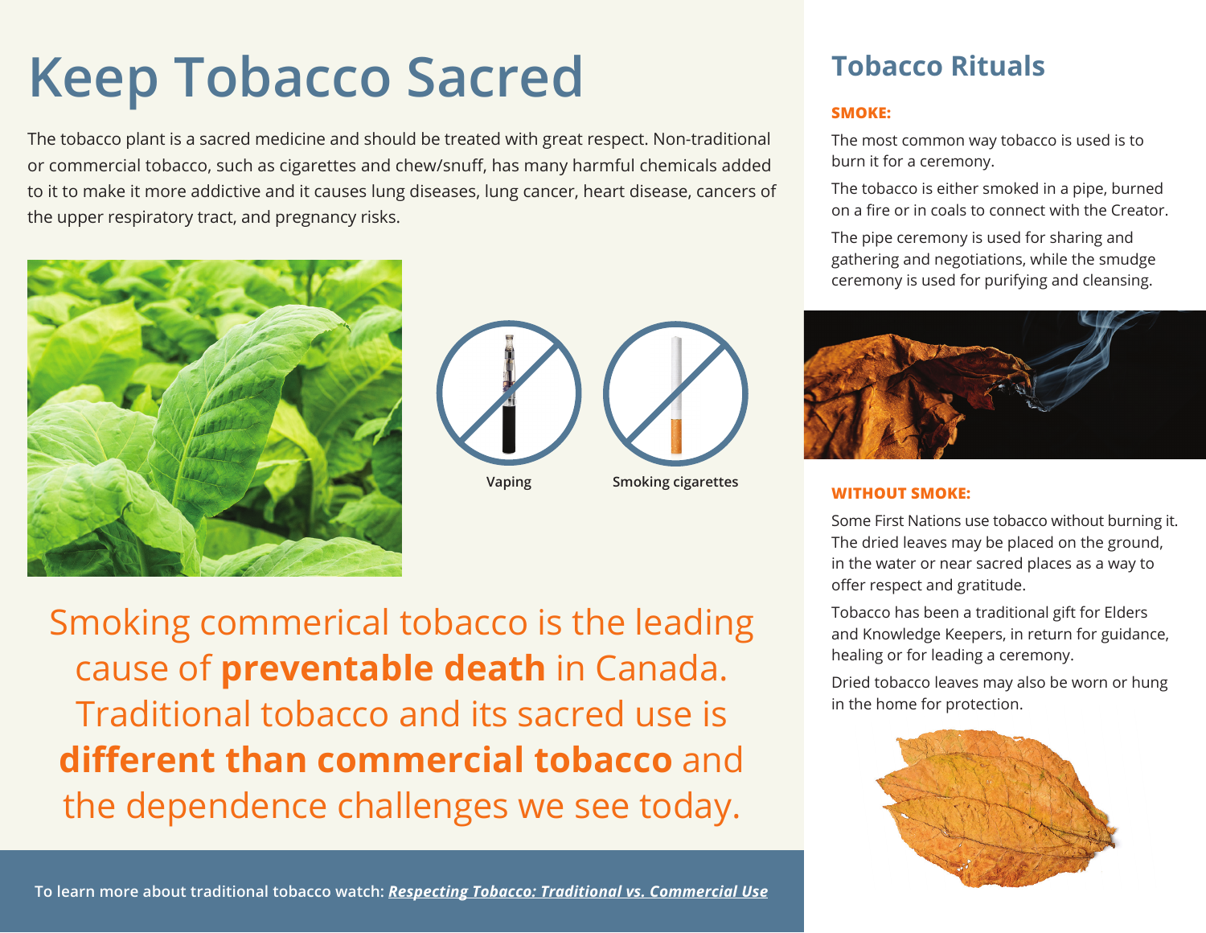# Keep Tobacco Sacred

The tobacco plant is a sacred medicine and should be treated with great respect. Non-traditional or commercial tobacco, such as cigarettes and chew/snuff, has many harmful chemicals added to it to make it more addictive and it causes lung diseases, lung cancer, heart disease, cancers of the upper respiratory tract, and pregnancy risks.

Vaping

Smoking cigarettes

Smoking commerical tobacco is the leading cause of **preventable death** in Canada. Traditional tobacco and its sacred use is **different than commercial tobacco** and the dependence challenges we see today.

To learn more about traditional tobacco watch: ***Respecting Tobacco: Traditional vs. Commercial Use***

## Tobacco Rituals

**SMOKE:**

The most common way tobacco is used is to burn it for a ceremony.

The tobacco is either smoked in a pipe, burned on a fire or in coals to connect with the Creator.

The pipe ceremony is used for sharing and gathering and negotiations, while the smudge ceremony is used for purifying and cleansing.

**WITHOUT SMOKE:**

Some First Nations use tobacco without burning it. The dried leaves may be placed on the ground, in the water or near sacred places as a way to offer respect and gratitude.

Tobacco has been a traditional gift for Elders and Knowledge Keepers, in return for guidance, healing or for leading a ceremony.

Dried tobacco leaves may also be worn or hung in the home for protection.